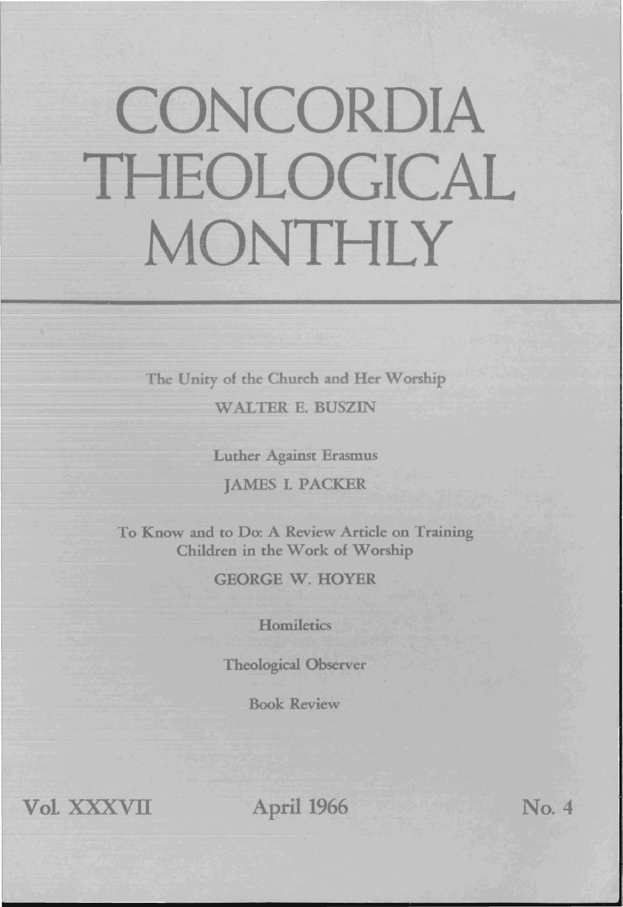# CONCORDIA THEOLOGICAL MONTHLY

The Unity of the Church and Her Worship

WALTER E. BUSZIN

Luther Against Erasmus

JAMES I. PACKER

To Know and to Do: A Review Article on Training Children in the Work of Worship

GEORGE W. HOYER

Homiletics

Theological Observer

Book Review

Vol. XXXVII April 1966 No. 4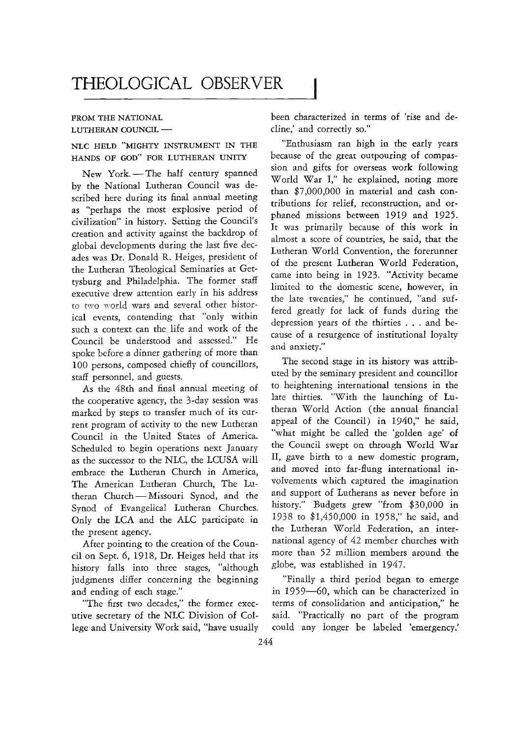# THEOLOGICAL OBSERVER

FROM THE NATIONAL LUTHERAN COUNCIL —

NLC HELD "MIGHTY INSTRUMENT IN THE HANDS OF GOD" FOR LUTHERAN UNITY

New York. — The half century spanned by the National Lutheran Council was described here during its final annual meeting as "perhaps the most explosive period of civilization" in history. Setting the Council's creation and activity against the backdrop of global developments during the last five decades was Dr. Donald R. Heiges, president of the Lutheran Theological Seminaries at Gettysburg and Philadelphia. The former staff executive drew attention early in his address to two world wars and several other historical events, contending that "only within such a context can the life and work of the Council be understood and assessed." He spoke before a dinner gathering of more than 100 persons, composed chiefly of councillors, staff personnel, and guests.

As the 48th and final annual meeting of the cooperative agency, the 3-day session was marked by steps to transfer much of its current program of activity to the new Lutheran Council in the United States of America. Scheduled to begin operations next January as the successor to the NLC, the LCUSA will embrace the Lutheran Church in America, The American Lutheran Church, The Lutheran Church — Missouri Synod, and the Synod of Evangelical Lutheran Churches. Only the LCA and the ALC participate in the present agency.

After pointing to the creation of the Council on Sept. 6, 1918, Dr. Heiges held that its history falls into three stages, "although judgments differ concerning the beginning and ending of each stage."

"The first two decades," the former executive secretary of the NLC Division of College and University Work said, "have usually been characterized in terms of 'rise and decline,' and correctly so."

"Enthusiasm ran high in the early years because of the great outpouring of compassion and gifts for overseas work following World War I," he explained, noting more than $7,000,000 in material and cash contributions for relief, reconstruction, and orphaned missions between 1919 and 1925. It was primarily because of this work in almost a score of countries, he said, that the Lutheran World Convention, the forerunner of the present Lutheran World Federation, came into being in 1923. "Activity became limited to the domestic scene, however, in the late twenties," he continued, "and suffered greatly for lack of funds during the depression years of the thirties . . . and because of a resurgence of institutional loyalty and anxiety."

The second stage in its history was attributed by the seminary president and councillor to heightening international tensions in the late thirties. "With the launching of Lutheran World Action (the annual financial appeal of the Council) in 1940," he said, "what might be called the 'golden age' of the Council swept on through World War II, gave birth to a new domestic program, and moved into far-flung international involvements which captured the imagination and support of Lutherans as never before in history." Budgets grew "from $30,000 in 1938 to $1,450,000 in 1958," he said, and the Lutheran World Federation, an international agency of 42 member churches with more than 52 million members around the globe, was established in 1947.

"Finally a third period began to emerge in 1959—60, which can be characterized in terms of consolidation and anticipation," he said. "Practically no part of the program could any longer be labeled 'emergency.'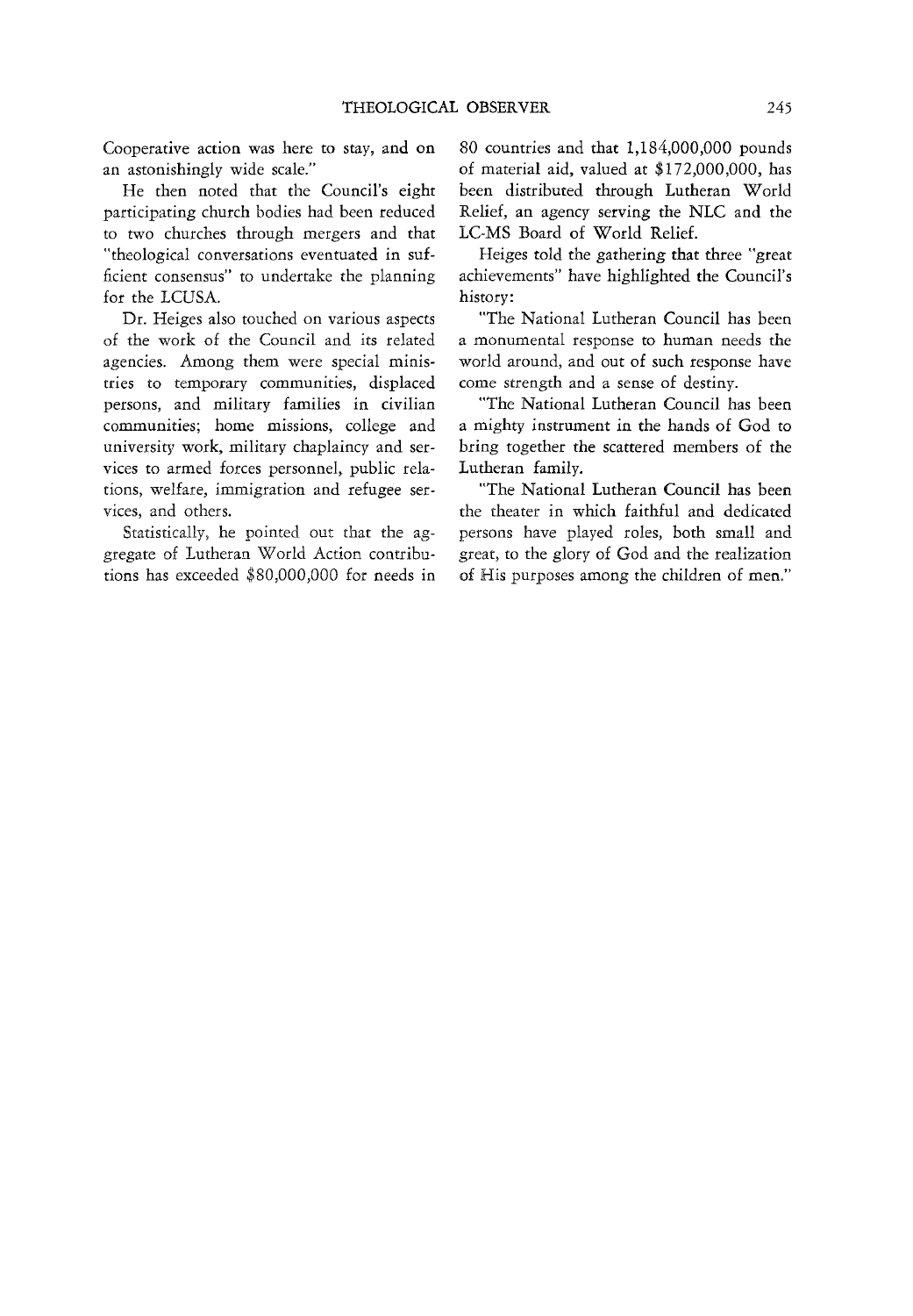Cooperative action was here to stay, and on an astonishingly wide scale."

He then noted that the Council's eight participating church bodies had been reduced to two churches through mergers and that "theological conversations eventuated in sufficient consensus" to undertake the planning for the LCUSA.

Dr. Heiges also touched on various aspects of the work of the Council and its related agencies. Among them were special ministries to temporary communities, displaced persons, and military families in civilian communities; home missions, college and university work, military chaplaincy and services to armed forces personnel, public relations, welfare, immigration and refugee services, and others.

Statistically, he pointed out that the aggregate of Lutheran World Action contributions has exceeded $80,000,000 for needs in 80 countries and that 1,184,000,000 pounds of material aid, valued at $172,000,000, has been distributed through Lutheran World Relief, an agency serving the NLC and the LC-MS Board of World Relief.

Heiges told the gathering that three "great achievements" have highlighted the Council's history:

"The National Lutheran Council has been a monumental response to human needs the world around, and out of such response have come strength and a sense of destiny.

"The National Lutheran Council has been a mighty instrument in the hands of God to bring together the scattered members of the Lutheran family.

"The National Lutheran Council has been the theater in which faithful and dedicated persons have played roles, both small and great, to the glory of God and the realization of His purposes among the children of men."